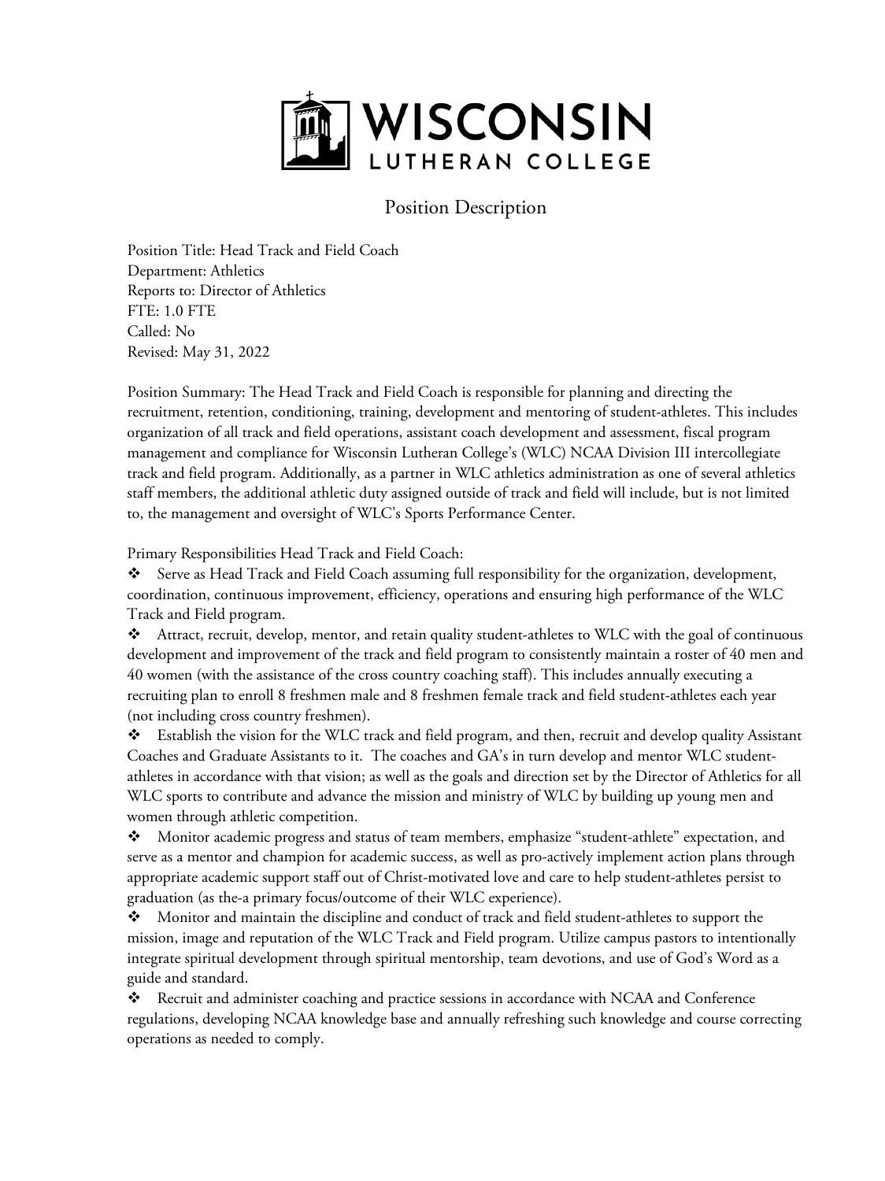# WISCONSIN LUTHERAN COLLEGE

## Position Description

Position Title: Head Track and Field Coach
Department: Athletics
Reports to: Director of Athletics
FTE: 1.0 FTE
Called: No
Revised: May 31, 2022

Position Summary: The Head Track and Field Coach is responsible for planning and directing the recruitment, retention, conditioning, training, development and mentoring of student-athletes. This includes organization of all track and field operations, assistant coach development and assessment, fiscal program management and compliance for Wisconsin Lutheran College's (WLC) NCAA Division III intercollegiate track and field program. Additionally, as a partner in WLC athletics administration as one of several athletics staff members, the additional athletic duty assigned outside of track and field will include, but is not limited to, the management and oversight of WLC's Sports Performance Center.

Primary Responsibilities Head Track and Field Coach:

- ❖ Serve as Head Track and Field Coach assuming full responsibility for the organization, development, coordination, continuous improvement, efficiency, operations and ensuring high performance of the WLC Track and Field program.
- ❖ Attract, recruit, develop, mentor, and retain quality student-athletes to WLC with the goal of continuous development and improvement of the track and field program to consistently maintain a roster of 40 men and 40 women (with the assistance of the cross country coaching staff). This includes annually executing a recruiting plan to enroll 8 freshmen male and 8 freshmen female track and field student-athletes each year (not including cross country freshmen).
- ❖ Establish the vision for the WLC track and field program, and then, recruit and develop quality Assistant Coaches and Graduate Assistants to it. The coaches and GA's in turn develop and mentor WLC student-athletes in accordance with that vision; as well as the goals and direction set by the Director of Athletics for all WLC sports to contribute and advance the mission and ministry of WLC by building up young men and women through athletic competition.
- ❖ Monitor academic progress and status of team members, emphasize "student-athlete" expectation, and serve as a mentor and champion for academic success, as well as pro-actively implement action plans through appropriate academic support staff out of Christ-motivated love and care to help student-athletes persist to graduation (as the-a primary focus/outcome of their WLC experience).
- ❖ Monitor and maintain the discipline and conduct of track and field student-athletes to support the mission, image and reputation of the WLC Track and Field program. Utilize campus pastors to intentionally integrate spiritual development through spiritual mentorship, team devotions, and use of God's Word as a guide and standard.
- ❖ Recruit and administer coaching and practice sessions in accordance with NCAA and Conference regulations, developing NCAA knowledge base and annually refreshing such knowledge and course correcting operations as needed to comply.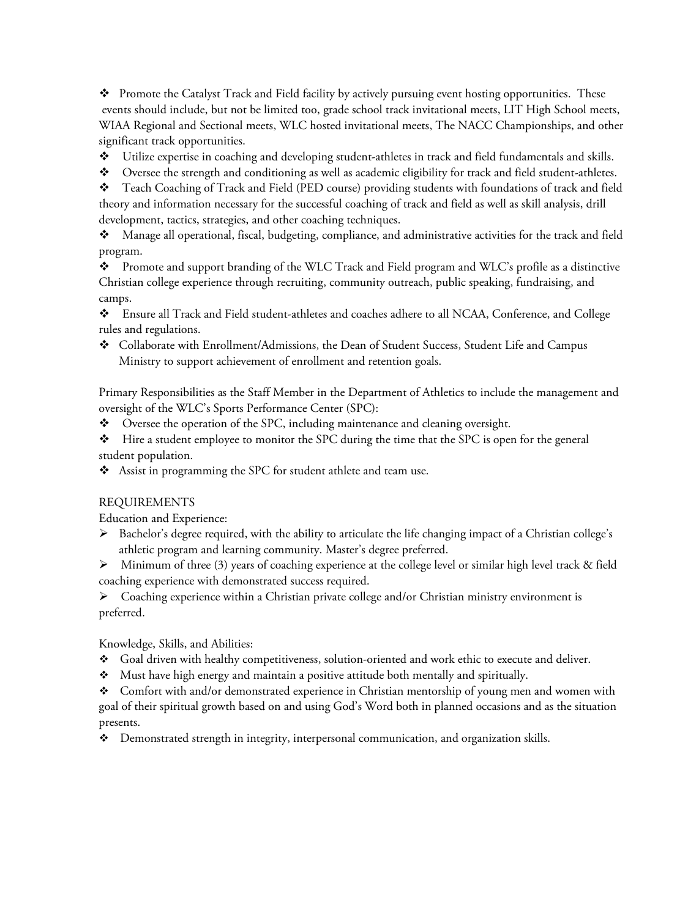- Promote the Catalyst Track and Field facility by actively pursuing event hosting opportunities. These events should include, but not be limited too, grade school track invitational meets, LIT High School meets, WIAA Regional and Sectional meets, WLC hosted invitational meets, The NACC Championships, and other significant track opportunities.
- Utilize expertise in coaching and developing student-athletes in track and field fundamentals and skills.
- Oversee the strength and conditioning as well as academic eligibility for track and field student-athletes.
- Teach Coaching of Track and Field (PED course) providing students with foundations of track and field theory and information necessary for the successful coaching of track and field as well as skill analysis, drill development, tactics, strategies, and other coaching techniques.
- Manage all operational, fiscal, budgeting, compliance, and administrative activities for the track and field program.
- Promote and support branding of the WLC Track and Field program and WLC's profile as a distinctive Christian college experience through recruiting, community outreach, public speaking, fundraising, and camps.
- Ensure all Track and Field student-athletes and coaches adhere to all NCAA, Conference, and College rules and regulations.
- Collaborate with Enrollment/Admissions, the Dean of Student Success, Student Life and Campus Ministry to support achievement of enrollment and retention goals.

Primary Responsibilities as the Staff Member in the Department of Athletics to include the management and oversight of the WLC's Sports Performance Center (SPC):

- Oversee the operation of the SPC, including maintenance and cleaning oversight.
- Hire a student employee to monitor the SPC during the time that the SPC is open for the general student population.
- Assist in programming the SPC for student athlete and team use.

REQUIREMENTS

Education and Experience:

- Bachelor's degree required, with the ability to articulate the life changing impact of a Christian college's athletic program and learning community. Master's degree preferred.
- Minimum of three (3) years of coaching experience at the college level or similar high level track & field coaching experience with demonstrated success required.
- Coaching experience within a Christian private college and/or Christian ministry environment is preferred.

Knowledge, Skills, and Abilities:

- Goal driven with healthy competitiveness, solution-oriented and work ethic to execute and deliver.
- Must have high energy and maintain a positive attitude both mentally and spiritually.
- Comfort with and/or demonstrated experience in Christian mentorship of young men and women with goal of their spiritual growth based on and using God's Word both in planned occasions and as the situation presents.
- Demonstrated strength in integrity, interpersonal communication, and organization skills.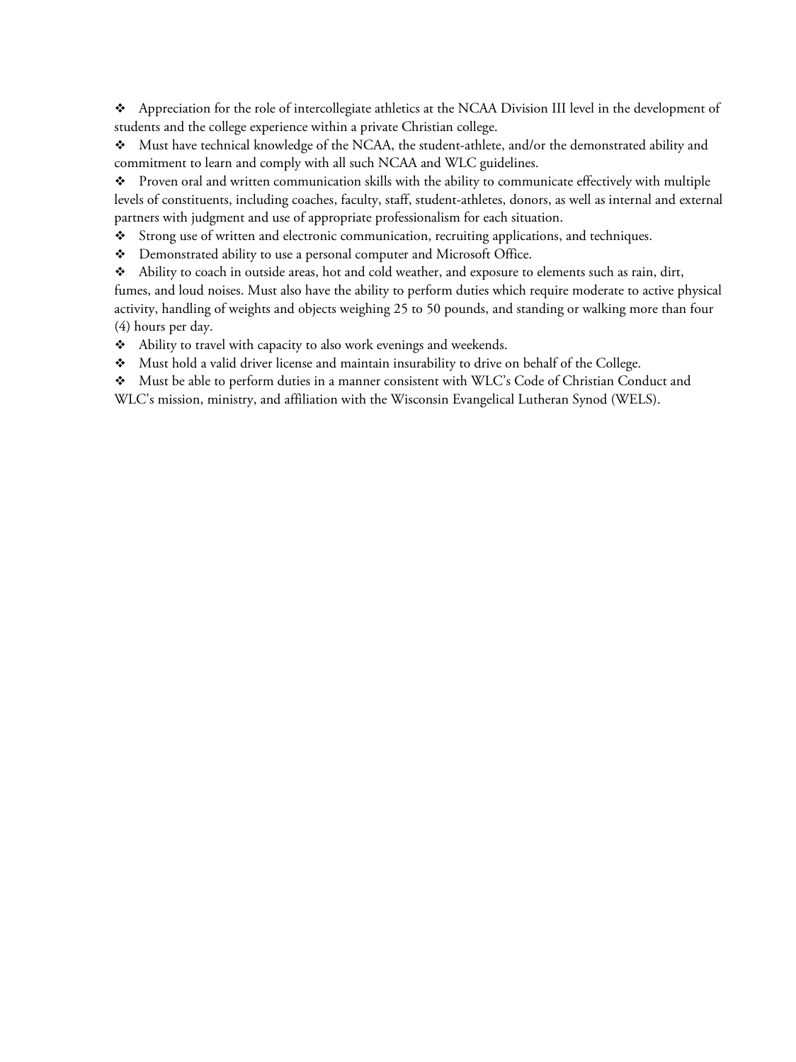- Appreciation for the role of intercollegiate athletics at the NCAA Division III level in the development of students and the college experience within a private Christian college.
- Must have technical knowledge of the NCAA, the student-athlete, and/or the demonstrated ability and commitment to learn and comply with all such NCAA and WLC guidelines.
- Proven oral and written communication skills with the ability to communicate effectively with multiple levels of constituents, including coaches, faculty, staff, student-athletes, donors, as well as internal and external partners with judgment and use of appropriate professionalism for each situation.
- Strong use of written and electronic communication, recruiting applications, and techniques.
- Demonstrated ability to use a personal computer and Microsoft Office.
- Ability to coach in outside areas, hot and cold weather, and exposure to elements such as rain, dirt, fumes, and loud noises. Must also have the ability to perform duties which require moderate to active physical activity, handling of weights and objects weighing 25 to 50 pounds, and standing or walking more than four (4) hours per day.
- Ability to travel with capacity to also work evenings and weekends.
- Must hold a valid driver license and maintain insurability to drive on behalf of the College.
- Must be able to perform duties in a manner consistent with WLC's Code of Christian Conduct and WLC's mission, ministry, and affiliation with the Wisconsin Evangelical Lutheran Synod (WELS).